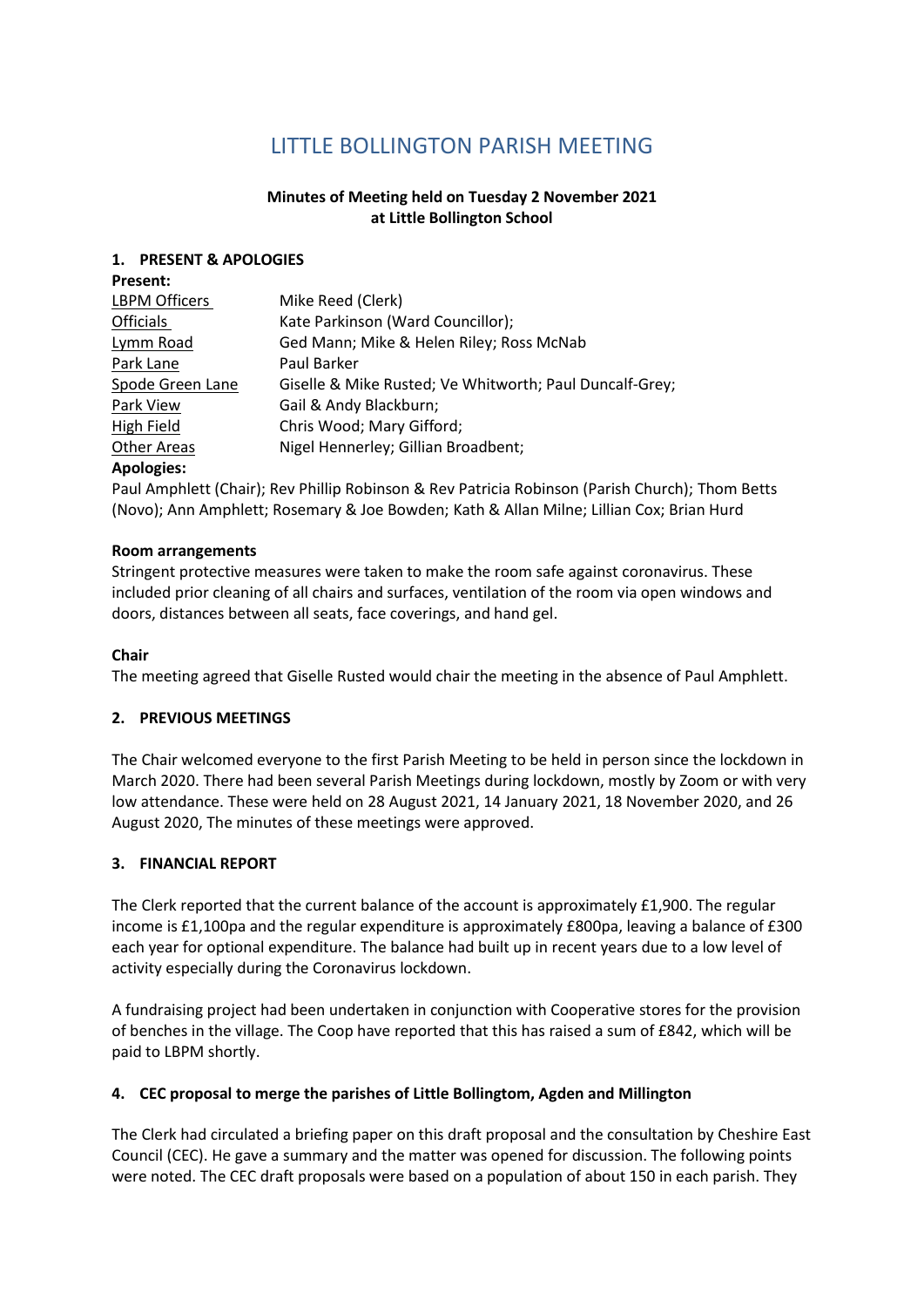# LITTLE BOLLINGTON PARISH MEETING

**Minutes of Meeting held on Tuesday 2 November 2021**
**at Little Bollington School**

## 1. PRESENT & APOLOGIES

**Present:**

| | |
|---|---|
| LBPM Officers | Mike Reed (Clerk) |
| Officials | Kate Parkinson (Ward Councillor); |
| Lymm Road | Ged Mann; Mike & Helen Riley; Ross McNab |
| Park Lane | Paul Barker |
| Spode Green Lane | Giselle & Mike Rusted; Ve Whitworth; Paul Duncalf-Grey; |
| Park View | Gail & Andy Blackburn; |
| High Field | Chris Wood; Mary Gifford; |
| Other Areas | Nigel Hennerley; Gillian Broadbent; |

**Apologies:**

Paul Amphlett (Chair); Rev Phillip Robinson & Rev Patricia Robinson (Parish Church); Thom Betts (Novo); Ann Amphlett; Rosemary & Joe Bowden; Kath & Allan Milne; Lillian Cox; Brian Hurd

**Room arrangements**

Stringent protective measures were taken to make the room safe against coronavirus. These included prior cleaning of all chairs and surfaces, ventilation of the room via open windows and doors, distances between all seats, face coverings, and hand gel.

**Chair**

The meeting agreed that Giselle Rusted would chair the meeting in the absence of Paul Amphlett.

## 2. PREVIOUS MEETINGS

The Chair welcomed everyone to the first Parish Meeting to be held in person since the lockdown in March 2020. There had been several Parish Meetings during lockdown, mostly by Zoom or with very low attendance. These were held on 28 August 2021, 14 January 2021, 18 November 2020, and 26 August 2020, The minutes of these meetings were approved.

## 3. FINANCIAL REPORT

The Clerk reported that the current balance of the account is approximately £1,900. The regular income is £1,100pa and the regular expenditure is approximately £800pa, leaving a balance of £300 each year for optional expenditure. The balance had built up in recent years due to a low level of activity especially during the Coronavirus lockdown.

A fundraising project had been undertaken in conjunction with Cooperative stores for the provision of benches in the village. The Coop have reported that this has raised a sum of £842, which will be paid to LBPM shortly.

## 4. CEC proposal to merge the parishes of Little Bollingtom, Agden and Millington

The Clerk had circulated a briefing paper on this draft proposal and the consultation by Cheshire East Council (CEC). He gave a summary and the matter was opened for discussion. The following points were noted. The CEC draft proposals were based on a population of about 150 in each parish. They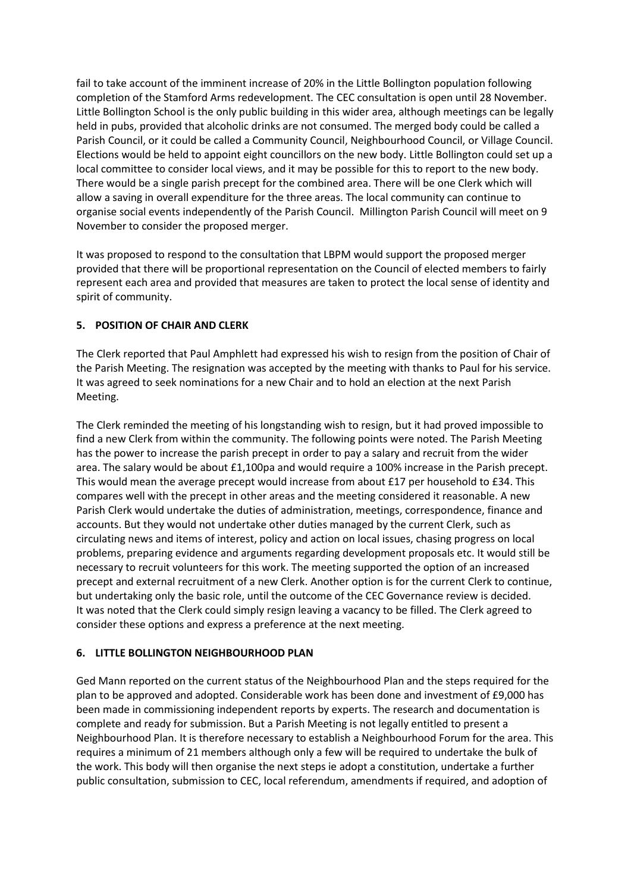fail to take account of the imminent increase of 20% in the Little Bollington population following completion of the Stamford Arms redevelopment. The CEC consultation is open until 28 November. Little Bollington School is the only public building in this wider area, although meetings can be legally held in pubs, provided that alcoholic drinks are not consumed. The merged body could be called a Parish Council, or it could be called a Community Council, Neighbourhood Council, or Village Council. Elections would be held to appoint eight councillors on the new body. Little Bollington could set up a local committee to consider local views, and it may be possible for this to report to the new body. There would be a single parish precept for the combined area. There will be one Clerk which will allow a saving in overall expenditure for the three areas. The local community can continue to organise social events independently of the Parish Council. Millington Parish Council will meet on 9 November to consider the proposed merger.

It was proposed to respond to the consultation that LBPM would support the proposed merger provided that there will be proportional representation on the Council of elected members to fairly represent each area and provided that measures are taken to protect the local sense of identity and spirit of community.

## 5. POSITION OF CHAIR AND CLERK

The Clerk reported that Paul Amphlett had expressed his wish to resign from the position of Chair of the Parish Meeting. The resignation was accepted by the meeting with thanks to Paul for his service. It was agreed to seek nominations for a new Chair and to hold an election at the next Parish Meeting.

The Clerk reminded the meeting of his longstanding wish to resign, but it had proved impossible to find a new Clerk from within the community. The following points were noted. The Parish Meeting has the power to increase the parish precept in order to pay a salary and recruit from the wider area. The salary would be about £1,100pa and would require a 100% increase in the Parish precept. This would mean the average precept would increase from about £17 per household to £34. This compares well with the precept in other areas and the meeting considered it reasonable. A new Parish Clerk would undertake the duties of administration, meetings, correspondence, finance and accounts. But they would not undertake other duties managed by the current Clerk, such as circulating news and items of interest, policy and action on local issues, chasing progress on local problems, preparing evidence and arguments regarding development proposals etc. It would still be necessary to recruit volunteers for this work. The meeting supported the option of an increased precept and external recruitment of a new Clerk. Another option is for the current Clerk to continue, but undertaking only the basic role, until the outcome of the CEC Governance review is decided. It was noted that the Clerk could simply resign leaving a vacancy to be filled. The Clerk agreed to consider these options and express a preference at the next meeting.

## 6. LITTLE BOLLINGTON NEIGHBOURHOOD PLAN

Ged Mann reported on the current status of the Neighbourhood Plan and the steps required for the plan to be approved and adopted. Considerable work has been done and investment of £9,000 has been made in commissioning independent reports by experts. The research and documentation is complete and ready for submission. But a Parish Meeting is not legally entitled to present a Neighbourhood Plan. It is therefore necessary to establish a Neighbourhood Forum for the area. This requires a minimum of 21 members although only a few will be required to undertake the bulk of the work. This body will then organise the next steps ie adopt a constitution, undertake a further public consultation, submission to CEC, local referendum, amendments if required, and adoption of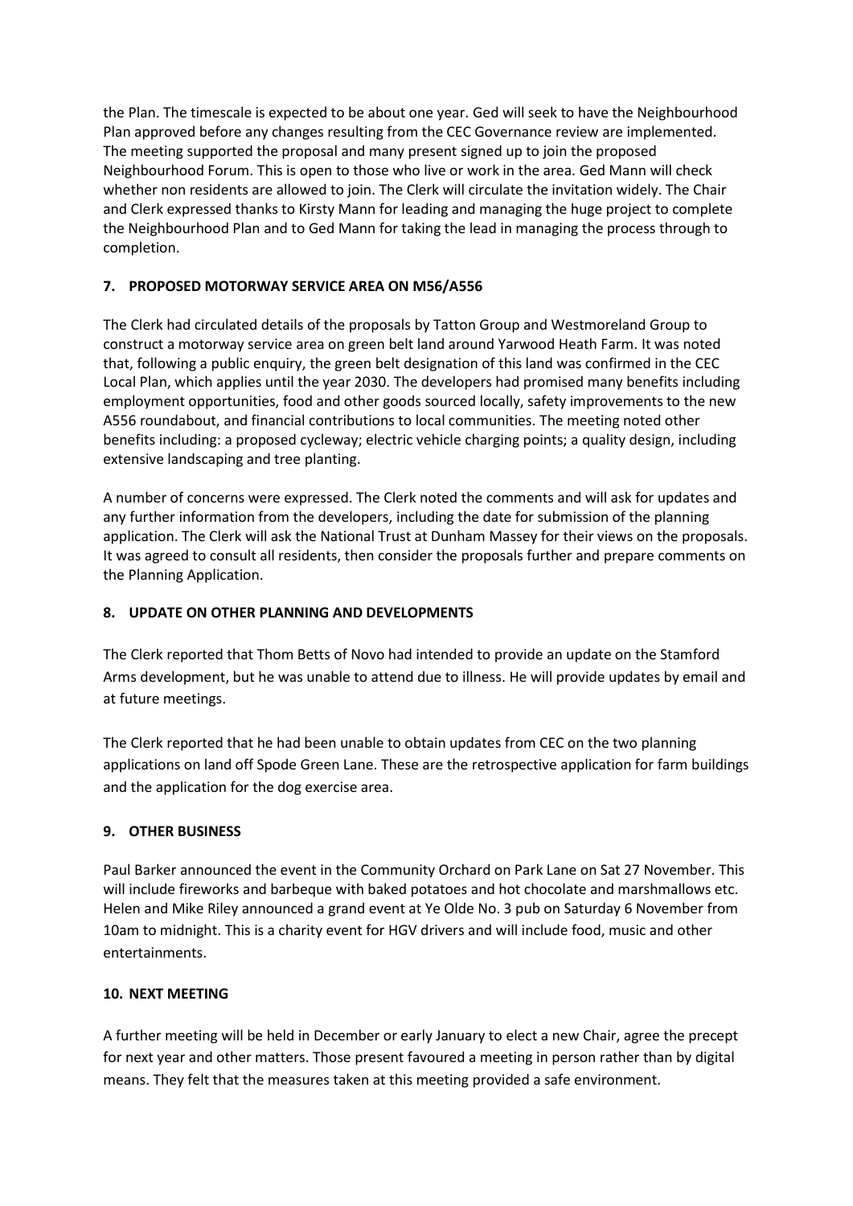the Plan. The timescale is expected to be about one year. Ged will seek to have the Neighbourhood Plan approved before any changes resulting from the CEC Governance review are implemented. The meeting supported the proposal and many present signed up to join the proposed Neighbourhood Forum. This is open to those who live or work in the area. Ged Mann will check whether non residents are allowed to join. The Clerk will circulate the invitation widely. The Chair and Clerk expressed thanks to Kirsty Mann for leading and managing the huge project to complete the Neighbourhood Plan and to Ged Mann for taking the lead in managing the process through to completion.

**7. PROPOSED MOTORWAY SERVICE AREA ON M56/A556**

The Clerk had circulated details of the proposals by Tatton Group and Westmoreland Group to construct a motorway service area on green belt land around Yarwood Heath Farm. It was noted that, following a public enquiry, the green belt designation of this land was confirmed in the CEC Local Plan, which applies until the year 2030. The developers had promised many benefits including employment opportunities, food and other goods sourced locally, safety improvements to the new A556 roundabout, and financial contributions to local communities. The meeting noted other benefits including: a proposed cycleway; electric vehicle charging points; a quality design, including extensive landscaping and tree planting.

A number of concerns were expressed. The Clerk noted the comments and will ask for updates and any further information from the developers, including the date for submission of the planning application. The Clerk will ask the National Trust at Dunham Massey for their views on the proposals. It was agreed to consult all residents, then consider the proposals further and prepare comments on the Planning Application.

**8. UPDATE ON OTHER PLANNING AND DEVELOPMENTS**

The Clerk reported that Thom Betts of Novo had intended to provide an update on the Stamford Arms development, but he was unable to attend due to illness. He will provide updates by email and at future meetings.

The Clerk reported that he had been unable to obtain updates from CEC on the two planning applications on land off Spode Green Lane. These are the retrospective application for farm buildings and the application for the dog exercise area.

**9. OTHER BUSINESS**

Paul Barker announced the event in the Community Orchard on Park Lane on Sat 27 November. This will include fireworks and barbeque with baked potatoes and hot chocolate and marshmallows etc. Helen and Mike Riley announced a grand event at Ye Olde No. 3 pub on Saturday 6 November from 10am to midnight. This is a charity event for HGV drivers and will include food, music and other entertainments.

**10. NEXT MEETING**

A further meeting will be held in December or early January to elect a new Chair, agree the precept for next year and other matters. Those present favoured a meeting in person rather than by digital means. They felt that the measures taken at this meeting provided a safe environment.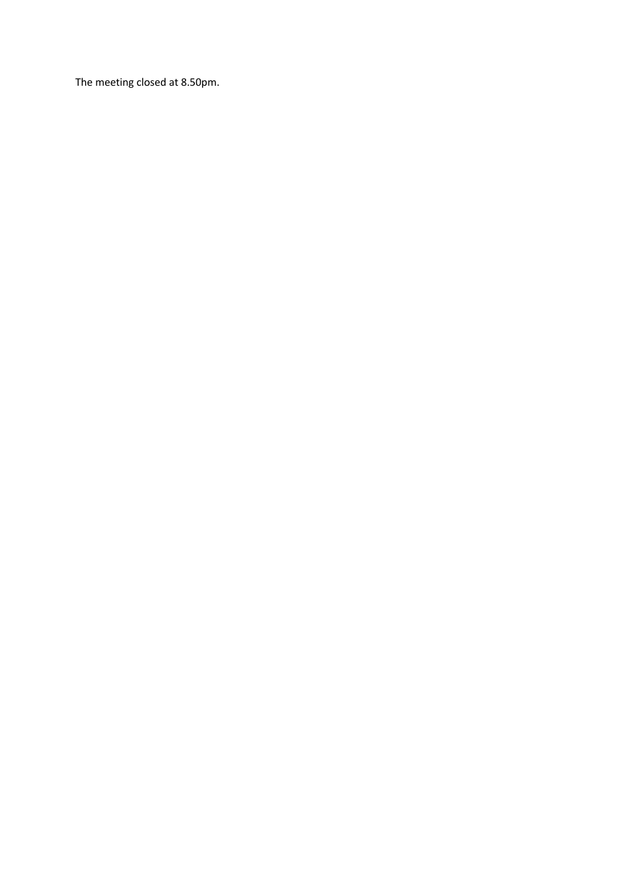The meeting closed at 8.50pm.